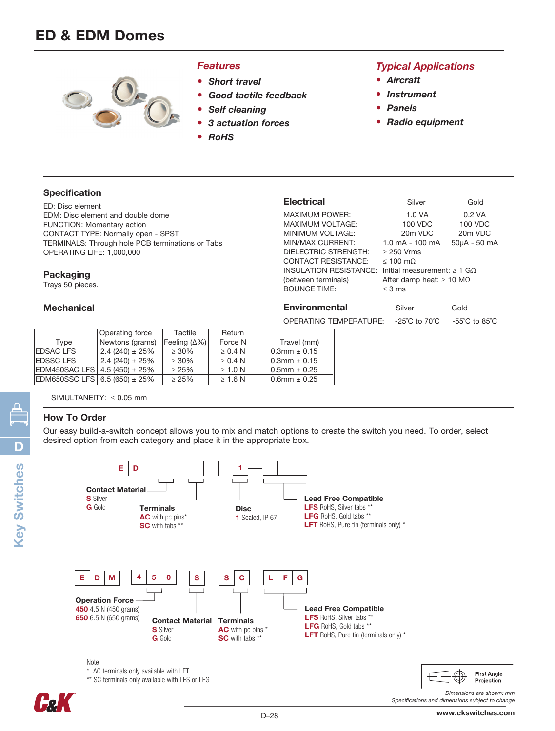# ED & EDM Domes

## Features

- *Short travel*
- *Good tactile feedback*
- *Self cleaning*
- *3 actuation forces*
- *RoHS*

## Typical Applications

- *Aircraft*
- *Instrument*
- *Panels*
- *Radio equipment*

## Specification

ED: Disc element
EDM: Disc element and double dome
FUNCTION: Momentary action
CONTACT TYPE: Normally open - SPST
TERMINALS: Through hole PCB terminations or Tabs
OPERATING LIFE: 1,000,000

## Packaging

Trays 50 pieces.

## Electrical

| | Silver | Gold |
|---|---|---|
| MAXIMUM POWER: | 1.0 VA | 0.2 VA |
| MAXIMUM VOLTAGE: | 100 VDC | 100 VDC |
| MINIMUM VOLTAGE: | 20m VDC | 20m VDC |
| MIN/MAX CURRENT: | 1.0 mA - 100 mA | 50µA - 50 mA |
| DIELECTRIC STRENGTH: | ≥ 250 Vrms | |
| CONTACT RESISTANCE: | ≤ 100 mΩ | |
| INSULATION RESISTANCE: | Initial measurement: ≥ 1 GΩ | |
| (between terminals) | After damp heat: ≥ 10 MΩ | |
| BOUNCE TIME: | ≤ 3 ms | |

## Environmental

| | Silver | Gold |
|---|---|---|
| OPERATING TEMPERATURE: | -25˚C to 70˚C | -55˚C to 85˚C |

## Mechanical

| Type | Operating force Newtons (grams) | Tactile Feeling (Δ%) | Return Force N | Travel (mm) |
|---|---|---|---|---|
| EDSAC LFS | 2.4 (240) ± 25% | ≥ 30% | ≥ 0.4 N | 0.3mm ± 0.15 |
| EDSSC LFS | 2.4 (240) ± 25% | ≥ 30% | ≥ 0.4 N | 0.3mm ± 0.15 |
| EDM450SAC LFS | 4.5 (450) ± 25% | ≥ 25% | ≥ 1.0 N | 0.5mm ± 0.25 |
| EDM650SSC LFS | 6.5 (650) ± 25% | ≥ 25% | ≥ 1.6 N | 0.6mm ± 0.25 |

SIMULTANEITY: ≤ 0.05 mm

## How To Order

Our easy build-a-switch concept allows you to mix and match options to create the switch you need. To order, select desired option from each category and place it in the appropriate box.

E D [ ] [ ][ ] 1 [ ][ ][ ]

**Contact Material**
**S** Silver
**G** Gold

**Terminals**
**AC** with pc pins*
**SC** with tabs **

**Disc**
**1** Sealed, IP 67

**Lead Free Compatible**
**LFS** RoHS, Silver tabs **
**LFG** RoHS, Gold tabs **
**LFT** RoHS, Pure tin (terminals only) *

E D M 4 5 0 S S C L F G

**Operation Force**
**450** 4.5 N (450 grams)
**650** 6.5 N (650 grams)

**Contact Material**
**S** Silver
**G** Gold

**Terminals**
**AC** with pc pins *
**SC** with tabs **

**Lead Free Compatible**
**LFS** RoHS, Silver tabs **
**LFG** RoHS, Gold tabs **
**LFT** RoHS, Pure tin (terminals only) *

Note
* AC terminals only available with LFT
** SC terminals only available with LFS or LFG

First Angle Projection

*Dimensions are shown: mm*
*Specifications and dimensions subject to change*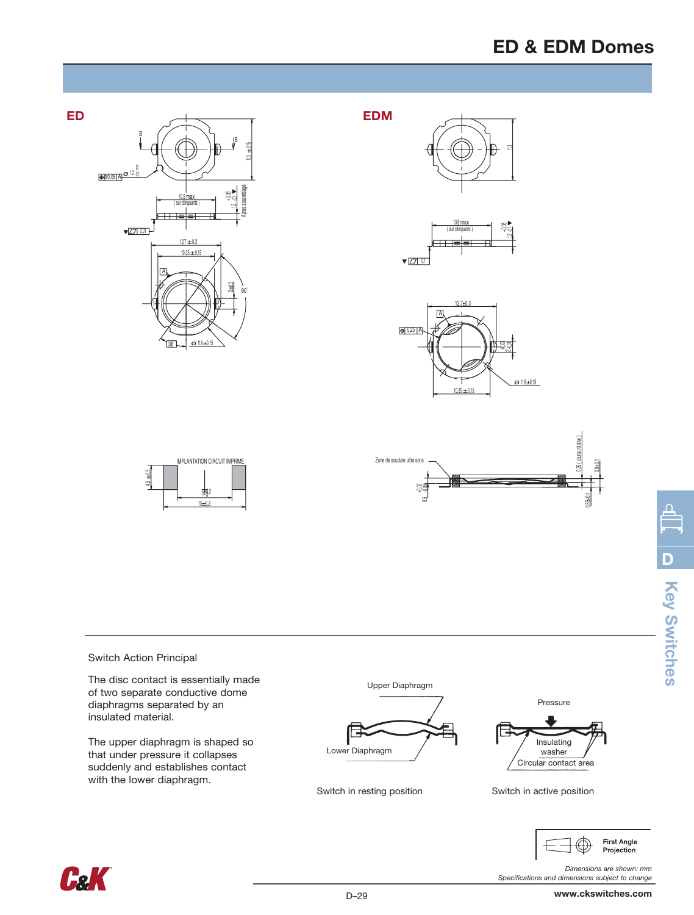# ED & EDM Domes

## ED

10,8 max
( sur dinquants )

Après assemblage

12,7 ±0,3

10,35 ±0,15

90°

36°

Ø 11,8 ±0,15

IMPLANTATION CIRCUIT IMPRIME

15±0,2

## EDM

10,8 max
( sur dinquants )

12,7±0,3

10,35 ±0,15

Ø 11,8 ±0,15

Zone de soudure ultra sons

0,35 ( course relative )

---

Switch Action Principal

The disc contact is essentially made of two separate conductive dome diaphragms separated by an insulated material.

The upper diaphragm is shaped so that under pressure it collapses suddenly and establishes contact with the lower diaphragm.

Upper Diaphragm

Lower Diaphragm

Switch in resting position

Pressure

Insulating washer

Circular contact area

Switch in active position

First Angle Projection

*Dimensions are shown: mm*
*Specifications and dimensions subject to change*

www.ckswitches.com